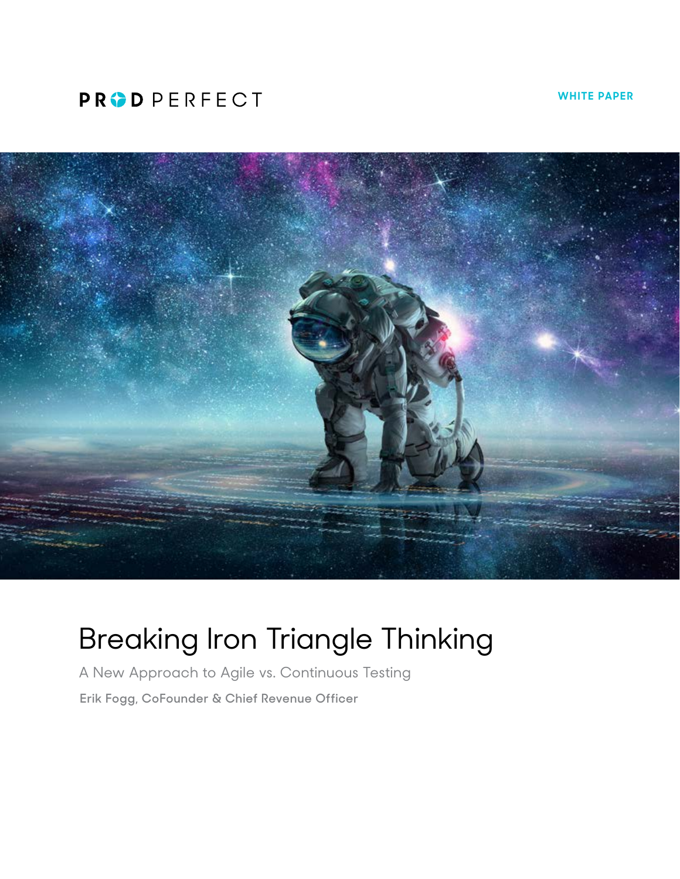PROD PERFECT

WHITE PAPER

# Breaking Iron Triangle Thinking

A New Approach to Agile vs. Continuous Testing

Erik Fogg, CoFounder & Chief Revenue Officer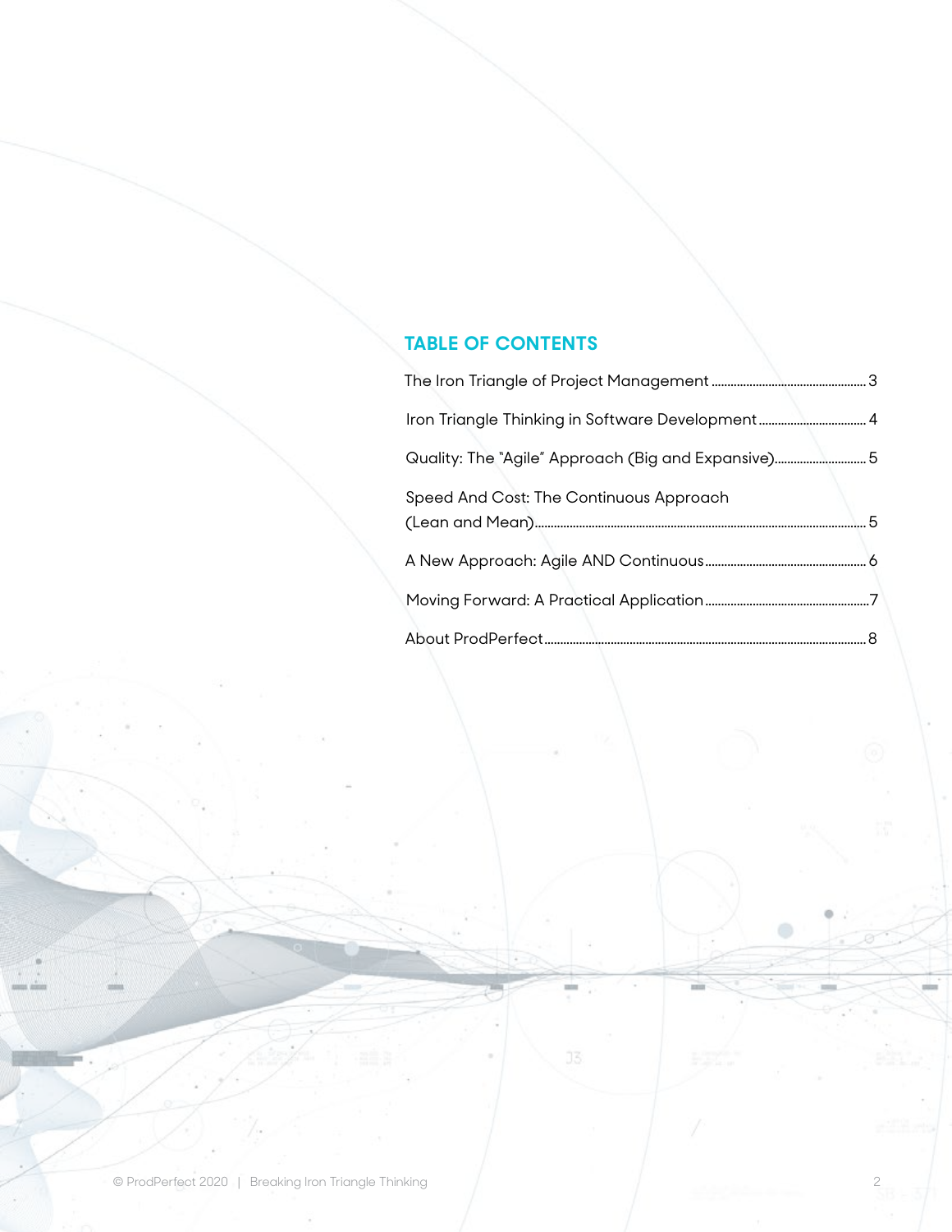## TABLE OF CONTENTS

The Iron Triangle of Project Management ........................................ 3

Iron Triangle Thinking in Software Development ........................................ 4

Quality: The "Agile" Approach (Big and Expansive) ........................................ 5

Speed And Cost: The Continuous Approach (Lean and Mean) ........................................ 5

A New Approach: Agile AND Continuous ........................................ 6

Moving Forward: A Practical Application ........................................ 7

About ProdPerfect ........................................ 8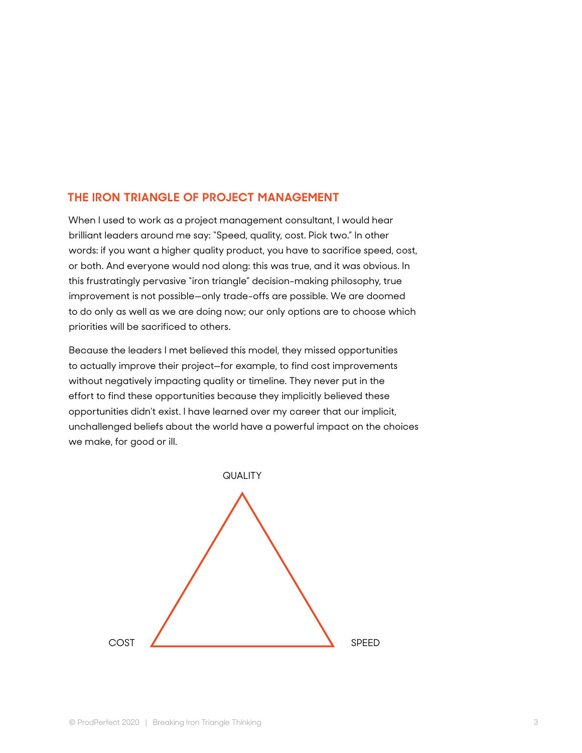## THE IRON TRIANGLE OF PROJECT MANAGEMENT

When I used to work as a project management consultant, I would hear brilliant leaders around me say: "Speed, quality, cost. Pick two." In other words: if you want a higher quality product, you have to sacrifice speed, cost, or both. And everyone would nod along: this was true, and it was obvious. In this frustratingly pervasive "iron triangle" decision-making philosophy, true improvement is not possible—only trade-offs are possible. We are doomed to do only as well as we are doing now; our only options are to choose which priorities will be sacrificed to others.

Because the leaders I met believed this model, they missed opportunities to actually improve their project—for example, to find cost improvements without negatively impacting quality or timeline. They never put in the effort to find these opportunities because they implicitly believed these opportunities didn't exist. I have learned over my career that our implicit, unchallenged beliefs about the world have a powerful impact on the choices we make, for good or ill.

QUALITY

COST

SPEED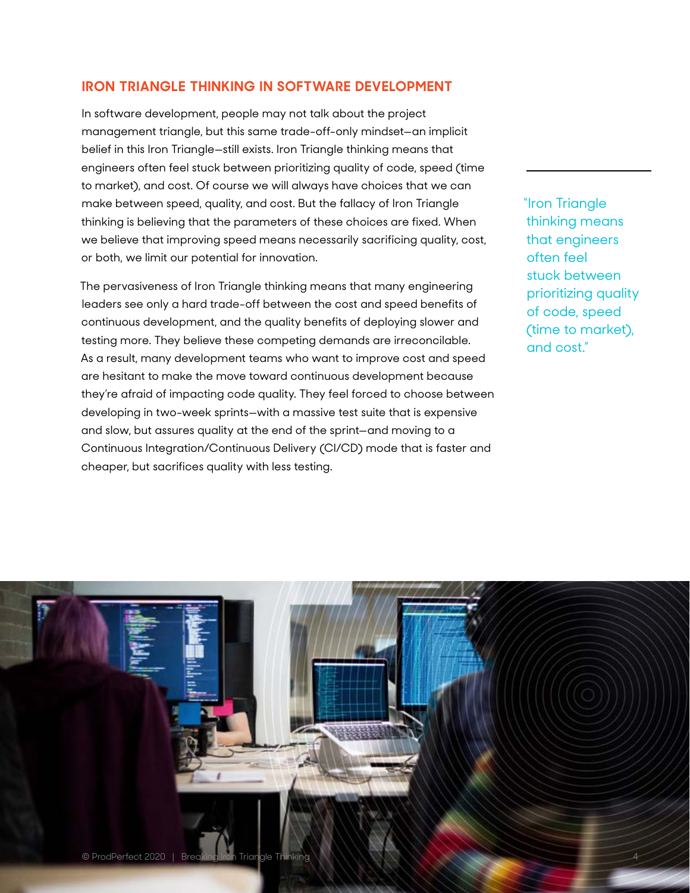## IRON TRIANGLE THINKING IN SOFTWARE DEVELOPMENT

In software development, people may not talk about the project management triangle, but this same trade-off-only mindset—an implicit belief in this Iron Triangle—still exists. Iron Triangle thinking means that engineers often feel stuck between prioritizing quality of code, speed (time to market), and cost. Of course we will always have choices that we can make between speed, quality, and cost. But the fallacy of Iron Triangle thinking is believing that the parameters of these choices are fixed. When we believe that improving speed means necessarily sacrificing quality, cost, or both, we limit our potential for innovation.

> "Iron Triangle thinking means that engineers often feel stuck between prioritizing quality of code, speed (time to market), and cost."

The pervasiveness of Iron Triangle thinking means that many engineering leaders see only a hard trade-off between the cost and speed benefits of continuous development, and the quality benefits of deploying slower and testing more. They believe these competing demands are irreconcilable. As a result, many development teams who want to improve cost and speed are hesitant to make the move toward continuous development because they're afraid of impacting code quality. They feel forced to choose between developing in two-week sprints—with a massive test suite that is expensive and slow, but assures quality at the end of the sprint—and moving to a Continuous Integration/Continuous Delivery (CI/CD) mode that is faster and cheaper, but sacrifices quality with less testing.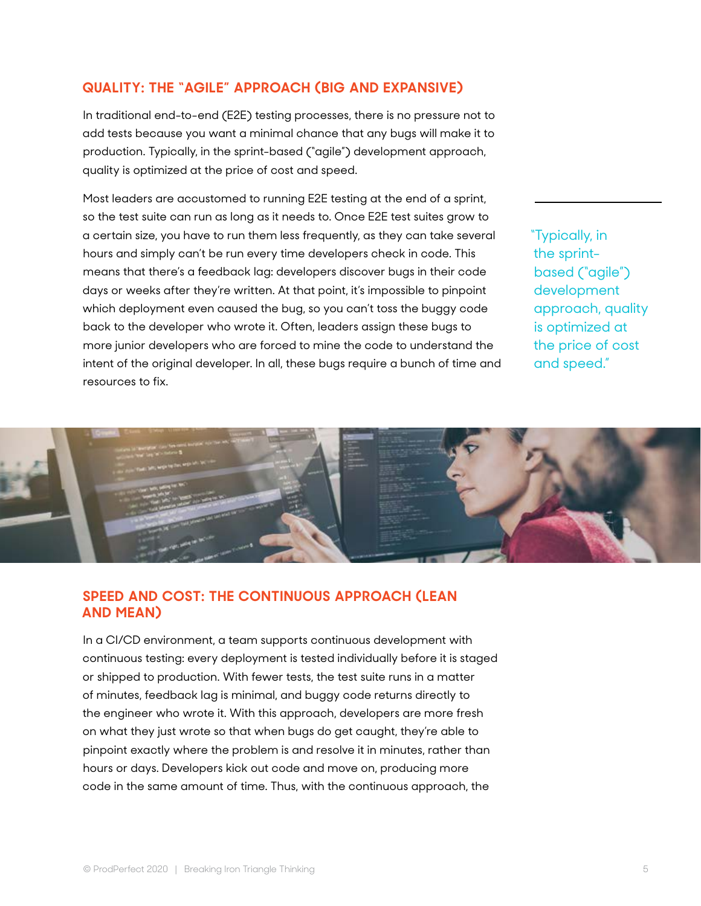## QUALITY: THE "AGILE" APPROACH (BIG AND EXPANSIVE)

In traditional end-to-end (E2E) testing processes, there is no pressure not to add tests because you want a minimal chance that any bugs will make it to production. Typically, in the sprint-based ("agile") development approach, quality is optimized at the price of cost and speed.

Most leaders are accustomed to running E2E testing at the end of a sprint, so the test suite can run as long as it needs to. Once E2E test suites grow to a certain size, you have to run them less frequently, as they can take several hours and simply can't be run every time developers check in code. This means that there's a feedback lag: developers discover bugs in their code days or weeks after they're written. At that point, it's impossible to pinpoint which deployment even caused the bug, so you can't toss the buggy code back to the developer who wrote it. Often, leaders assign these bugs to more junior developers who are forced to mine the code to understand the intent of the original developer. In all, these bugs require a bunch of time and resources to fix.

> "Typically, in the sprint-based ("agile") development approach, quality is optimized at the price of cost and speed."

## SPEED AND COST: THE CONTINUOUS APPROACH (LEAN AND MEAN)

In a CI/CD environment, a team supports continuous development with continuous testing: every deployment is tested individually before it is staged or shipped to production. With fewer tests, the test suite runs in a matter of minutes, feedback lag is minimal, and buggy code returns directly to the engineer who wrote it. With this approach, developers are more fresh on what they just wrote so that when bugs do get caught, they're able to pinpoint exactly where the problem is and resolve it in minutes, rather than hours or days. Developers kick out code and move on, producing more code in the same amount of time. Thus, with the continuous approach, the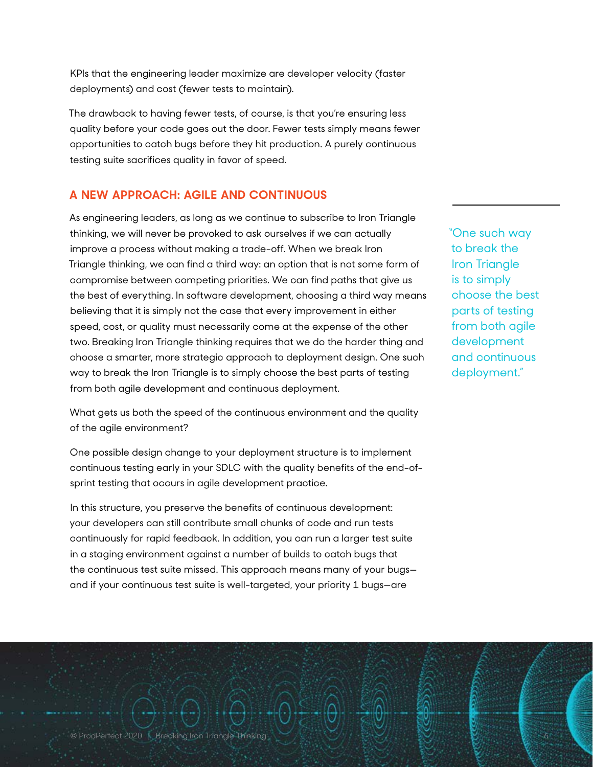KPIs that the engineering leader maximize are developer velocity (faster deployments) and cost (fewer tests to maintain).

The drawback to having fewer tests, of course, is that you're ensuring less quality before your code goes out the door. Fewer tests simply means fewer opportunities to catch bugs before they hit production. A purely continuous testing suite sacrifices quality in favor of speed.

## A NEW APPROACH: AGILE AND CONTINUOUS

As engineering leaders, as long as we continue to subscribe to Iron Triangle thinking, we will never be provoked to ask ourselves if we can actually improve a process without making a trade-off. When we break Iron Triangle thinking, we can find a third way: an option that is not some form of compromise between competing priorities. We can find paths that give us the best of everything. In software development, choosing a third way means believing that it is simply not the case that every improvement in either speed, cost, or quality must necessarily come at the expense of the other two. Breaking Iron Triangle thinking requires that we do the harder thing and choose a smarter, more strategic approach to deployment design. One such way to break the Iron Triangle is to simply choose the best parts of testing from both agile development and continuous deployment.

> "One such way to break the Iron Triangle is to simply choose the best parts of testing from both agile development and continuous deployment."

What gets us both the speed of the continuous environment and the quality of the agile environment?

One possible design change to your deployment structure is to implement continuous testing early in your SDLC with the quality benefits of the end-of-sprint testing that occurs in agile development practice.

In this structure, you preserve the benefits of continuous development: your developers can still contribute small chunks of code and run tests continuously for rapid feedback. In addition, you can run a larger test suite in a staging environment against a number of builds to catch bugs that the continuous test suite missed. This approach means many of your bugs—and if your continuous test suite is well-targeted, your priority 1 bugs—are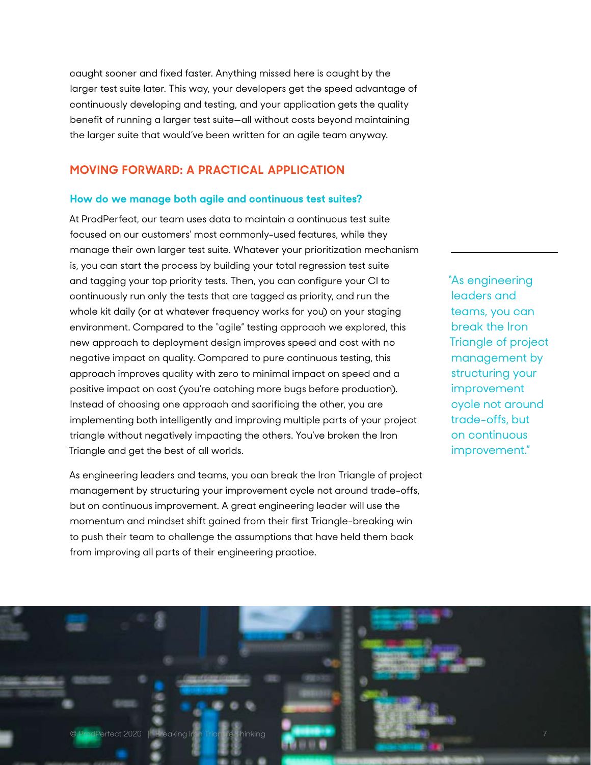caught sooner and fixed faster. Anything missed here is caught by the larger test suite later. This way, your developers get the speed advantage of continuously developing and testing, and your application gets the quality benefit of running a larger test suite—all without costs beyond maintaining the larger suite that would've been written for an agile team anyway.

## MOVING FORWARD: A PRACTICAL APPLICATION

### How do we manage both agile and continuous test suites?

At ProdPerfect, our team uses data to maintain a continuous test suite focused on our customers' most commonly-used features, while they manage their own larger test suite. Whatever your prioritization mechanism is, you can start the process by building your total regression test suite and tagging your top priority tests. Then, you can configure your CI to continuously run only the tests that are tagged as priority, and run the whole kit daily (or at whatever frequency works for you) on your staging environment. Compared to the "agile" testing approach we explored, this new approach to deployment design improves speed and cost with no negative impact on quality. Compared to pure continuous testing, this approach improves quality with zero to minimal impact on speed and a positive impact on cost (you're catching more bugs before production). Instead of choosing one approach and sacrificing the other, you are implementing both intelligently and improving multiple parts of your project triangle without negatively impacting the others. You've broken the Iron Triangle and get the best of all worlds.

> "As engineering leaders and teams, you can break the Iron Triangle of project management by structuring your improvement cycle not around trade-offs, but on continuous improvement."

As engineering leaders and teams, you can break the Iron Triangle of project management by structuring your improvement cycle not around trade-offs, but on continuous improvement. A great engineering leader will use the momentum and mindset shift gained from their first Triangle-breaking win to push their team to challenge the assumptions that have held them back from improving all parts of their engineering practice.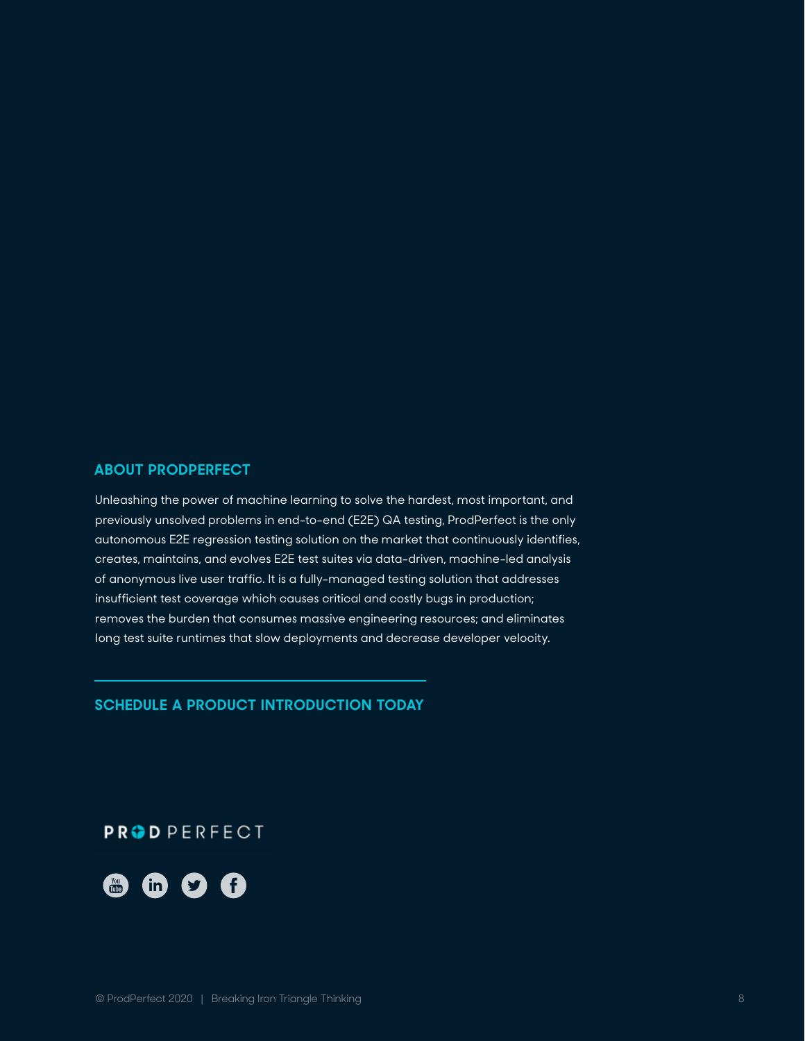## ABOUT PRODPERFECT

Unleashing the power of machine learning to solve the hardest, most important, and previously unsolved problems in end-to-end (E2E) QA testing, ProdPerfect is the only autonomous E2E regression testing solution on the market that continuously identifies, creates, maintains, and evolves E2E test suites via data-driven, machine-led analysis of anonymous live user traffic. It is a fully-managed testing solution that addresses insufficient test coverage which causes critical and costly bugs in production; removes the burden that consumes massive engineering resources; and eliminates long test suite runtimes that slow deployments and decrease developer velocity.

## SCHEDULE A PRODUCT INTRODUCTION TODAY

PRODPERFECT